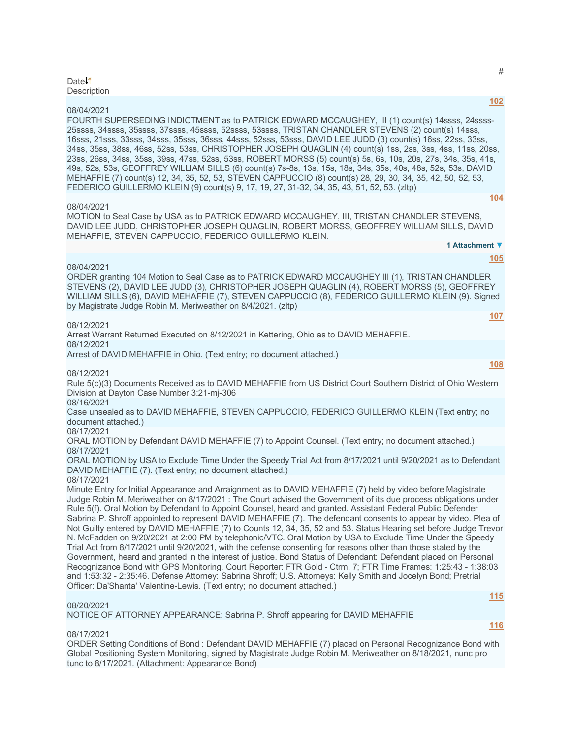| Date | # | Description |
| --- | --- | --- |
| 08/04/2021 | 102 | FOURTH SUPERSEDING INDICTMENT as to PATRICK EDWARD MCCAUGHEY, III (1) count(s) 14ssss, 24ssss-25ssss, 34ssss, 35ssss, 37ssss, 45ssss, 52ssss, 53ssss, TRISTAN CHANDLER STEVENS (2) count(s) 14sss, 16sss, 21sss, 33sss, 34sss, 35sss, 36sss, 44sss, 52sss, 53sss, DAVID LEE JUDD (3) count(s) 16ss, 22ss, 33ss, 34ss, 35ss, 38ss, 46ss, 52ss, 53ss, CHRISTOPHER JOSEPH QUAGLIN (4) count(s) 1ss, 2ss, 3ss, 4ss, 11ss, 20ss, 23ss, 26ss, 34ss, 35ss, 39ss, 47ss, 52ss, 53ss, ROBERT MORSS (5) count(s) 5s, 6s, 10s, 20s, 27s, 34s, 35s, 41s, 49s, 52s, 53s, GEOFFREY WILLIAM SILLS (6) count(s) 7s-8s, 13s, 15s, 18s, 34s, 35s, 40s, 48s, 52s, 53s, DAVID MEHAFFIE (7) count(s) 12, 34, 35, 52, 53, STEVEN CAPPUCCIO (8) count(s) 28, 29, 30, 34, 35, 42, 50, 52, 53, FEDERICO GUILLERMO KLEIN (9) count(s) 9, 17, 19, 27, 31-32, 34, 35, 43, 51, 52, 53. (zltp) |
| 08/04/2021 | 104 | MOTION to Seal Case by USA as to PATRICK EDWARD MCCAUGHEY, III, TRISTAN CHANDLER STEVENS, DAVID LEE JUDD, CHRISTOPHER JOSEPH QUAGLIN, ROBERT MORSS, GEOFFREY WILLIAM SILLS, DAVID MEHAFFIE, STEVEN CAPPUCCIO, FEDERICO GUILLERMO KLEIN. 1 Attachment ▼ |
| 08/04/2021 | 105 | ORDER granting 104 Motion to Seal Case as to PATRICK EDWARD MCCAUGHEY III (1), TRISTAN CHANDLER STEVENS (2), DAVID LEE JUDD (3), CHRISTOPHER JOSEPH QUAGLIN (4), ROBERT MORSS (5), GEOFFREY WILLIAM SILLS (6), DAVID MEHAFFIE (7), STEVEN CAPPUCCIO (8), FEDERICO GUILLERMO KLEIN (9). Signed by Magistrate Judge Robin M. Meriweather on 8/4/2021. (zltp) |
| 08/12/2021 | 107 | Arrest Warrant Returned Executed on 8/12/2021 in Kettering, Ohio as to DAVID MEHAFFIE. |
| 08/12/2021 | | Arrest of DAVID MEHAFFIE in Ohio. (Text entry; no document attached.) |
| 08/12/2021 | 108 | Rule 5(c)(3) Documents Received as to DAVID MEHAFFIE from US District Court Southern District of Ohio Western Division at Dayton Case Number 3:21-mj-306 |
| 08/16/2021 | | Case unsealed as to DAVID MEHAFFIE, STEVEN CAPPUCCIO, FEDERICO GUILLERMO KLEIN (Text entry; no document attached.) |
| 08/17/2021 | | ORAL MOTION by Defendant DAVID MEHAFFIE (7) to Appoint Counsel. (Text entry; no document attached.) |
| 08/17/2021 | | ORAL MOTION by USA to Exclude Time Under the Speedy Trial Act from 8/17/2021 until 9/20/2021 as to Defendant DAVID MEHAFFIE (7). (Text entry; no document attached.) |
| 08/17/2021 | | Minute Entry for Initial Appearance and Arraignment as to DAVID MEHAFFIE (7) held by video before Magistrate Judge Robin M. Meriweather on 8/17/2021 : The Court advised the Government of its due process obligations under Rule 5(f). Oral Motion by Defendant to Appoint Counsel, heard and granted. Assistant Federal Public Defender Sabrina P. Shroff appointed to represent DAVID MEHAFFIE (7). The defendant consents to appear by video. Plea of Not Guilty entered by DAVID MEHAFFIE (7) to Counts 12, 34, 35, 52 and 53. Status Hearing set before Judge Trevor N. McFadden on 9/20/2021 at 2:00 PM by telephonic/VTC. Oral Motion by USA to Exclude Time Under the Speedy Trial Act from 8/17/2021 until 9/20/2021, with the defense consenting for reasons other than those stated by the Government, heard and granted in the interest of justice. Bond Status of Defendant: Defendant placed on Personal Recognizance Bond with GPS Monitoring. Court Reporter: FTR Gold - Ctrm. 7; FTR Time Frames: 1:25:43 - 1:38:03 and 1:53:32 - 2:35:46. Defense Attorney: Sabrina Shroff; U.S. Attorneys: Kelly Smith and Jocelyn Bond; Pretrial Officer: Da'Shanta' Valentine-Lewis. (Text entry; no document attached.) |
| 08/20/2021 | 115 | NOTICE OF ATTORNEY APPEARANCE: Sabrina P. Shroff appearing for DAVID MEHAFFIE |
| 08/17/2021 | 116 | ORDER Setting Conditions of Bond : Defendant DAVID MEHAFFIE (7) placed on Personal Recognizance Bond with Global Positioning System Monitoring, signed by Magistrate Judge Robin M. Meriweather on 8/18/2021, nunc pro tunc to 8/17/2021. (Attachment: Appearance Bond) |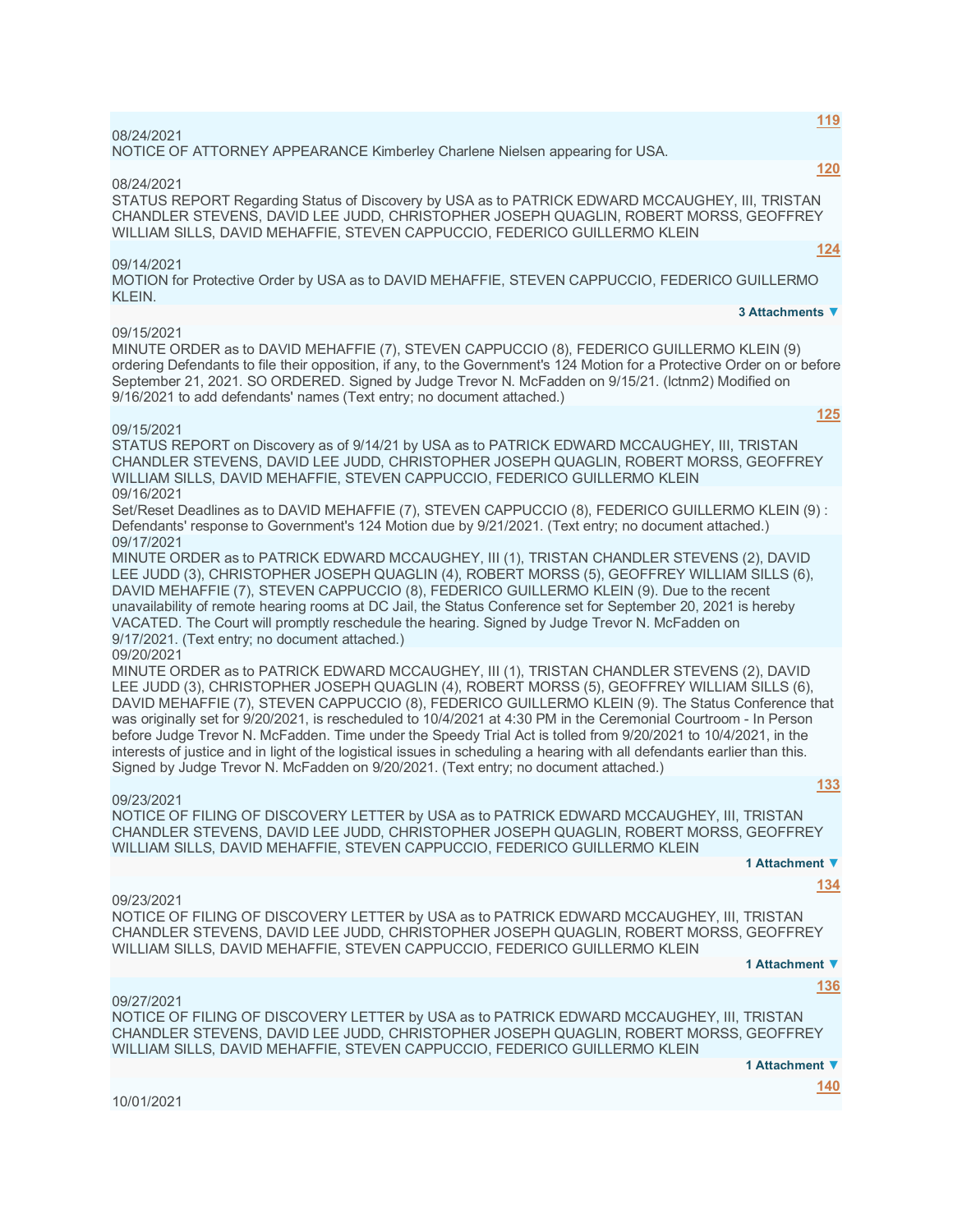**119**

08/24/2021
NOTICE OF ATTORNEY APPEARANCE Kimberley Charlene Nielsen appearing for USA.

**120**

08/24/2021
STATUS REPORT Regarding Status of Discovery by USA as to PATRICK EDWARD MCCAUGHEY, III, TRISTAN CHANDLER STEVENS, DAVID LEE JUDD, CHRISTOPHER JOSEPH QUAGLIN, ROBERT MORSS, GEOFFREY WILLIAM SILLS, DAVID MEHAFFIE, STEVEN CAPPUCCIO, FEDERICO GUILLERMO KLEIN

**124**

09/14/2021
MOTION for Protective Order by USA as to DAVID MEHAFFIE, STEVEN CAPPUCCIO, FEDERICO GUILLERMO KLEIN.

3 Attachments ▼

09/15/2021
MINUTE ORDER as to DAVID MEHAFFIE (7), STEVEN CAPPUCCIO (8), FEDERICO GUILLERMO KLEIN (9) ordering Defendants to file their opposition, if any, to the Government's 124 Motion for a Protective Order on or before September 21, 2021. SO ORDERED. Signed by Judge Trevor N. McFadden on 9/15/21. (lctnm2) Modified on 9/16/2021 to add defendants' names (Text entry; no document attached.)

**125**

09/15/2021
STATUS REPORT on Discovery as of 9/14/21 by USA as to PATRICK EDWARD MCCAUGHEY, III, TRISTAN CHANDLER STEVENS, DAVID LEE JUDD, CHRISTOPHER JOSEPH QUAGLIN, ROBERT MORSS, GEOFFREY WILLIAM SILLS, DAVID MEHAFFIE, STEVEN CAPPUCCIO, FEDERICO GUILLERMO KLEIN

09/16/2021
Set/Reset Deadlines as to DAVID MEHAFFIE (7), STEVEN CAPPUCCIO (8), FEDERICO GUILLERMO KLEIN (9) : Defendants' response to Government's 124 Motion due by 9/21/2021. (Text entry; no document attached.)

09/17/2021
MINUTE ORDER as to PATRICK EDWARD MCCAUGHEY, III (1), TRISTAN CHANDLER STEVENS (2), DAVID LEE JUDD (3), CHRISTOPHER JOSEPH QUAGLIN (4), ROBERT MORSS (5), GEOFFREY WILLIAM SILLS (6), DAVID MEHAFFIE (7), STEVEN CAPPUCCIO (8), FEDERICO GUILLERMO KLEIN (9). Due to the recent unavailability of remote hearing rooms at DC Jail, the Status Conference set for September 20, 2021 is hereby VACATED. The Court will promptly reschedule the hearing. Signed by Judge Trevor N. McFadden on 9/17/2021. (Text entry; no document attached.)

09/20/2021
MINUTE ORDER as to PATRICK EDWARD MCCAUGHEY, III (1), TRISTAN CHANDLER STEVENS (2), DAVID LEE JUDD (3), CHRISTOPHER JOSEPH QUAGLIN (4), ROBERT MORSS (5), GEOFFREY WILLIAM SILLS (6), DAVID MEHAFFIE (7), STEVEN CAPPUCCIO (8), FEDERICO GUILLERMO KLEIN (9). The Status Conference that was originally set for 9/20/2021, is rescheduled to 10/4/2021 at 4:30 PM in the Ceremonial Courtroom - In Person before Judge Trevor N. McFadden. Time under the Speedy Trial Act is tolled from 9/20/2021 to 10/4/2021, in the interests of justice and in light of the logistical issues in scheduling a hearing with all defendants earlier than this. Signed by Judge Trevor N. McFadden on 9/20/2021. (Text entry; no document attached.)

**133**

09/23/2021
NOTICE OF FILING OF DISCOVERY LETTER by USA as to PATRICK EDWARD MCCAUGHEY, III, TRISTAN CHANDLER STEVENS, DAVID LEE JUDD, CHRISTOPHER JOSEPH QUAGLIN, ROBERT MORSS, GEOFFREY WILLIAM SILLS, DAVID MEHAFFIE, STEVEN CAPPUCCIO, FEDERICO GUILLERMO KLEIN

1 Attachment ▼

**134**

09/23/2021
NOTICE OF FILING OF DISCOVERY LETTER by USA as to PATRICK EDWARD MCCAUGHEY, III, TRISTAN CHANDLER STEVENS, DAVID LEE JUDD, CHRISTOPHER JOSEPH QUAGLIN, ROBERT MORSS, GEOFFREY WILLIAM SILLS, DAVID MEHAFFIE, STEVEN CAPPUCCIO, FEDERICO GUILLERMO KLEIN

1 Attachment ▼

**136**

09/27/2021
NOTICE OF FILING OF DISCOVERY LETTER by USA as to PATRICK EDWARD MCCAUGHEY, III, TRISTAN CHANDLER STEVENS, DAVID LEE JUDD, CHRISTOPHER JOSEPH QUAGLIN, ROBERT MORSS, GEOFFREY WILLIAM SILLS, DAVID MEHAFFIE, STEVEN CAPPUCCIO, FEDERICO GUILLERMO KLEIN

1 Attachment ▼

**140**

10/01/2021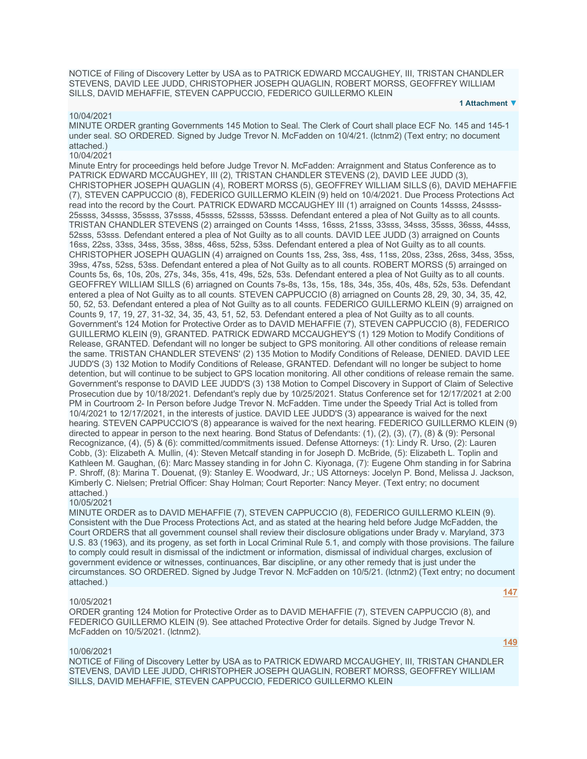NOTICE of Filing of Discovery Letter by USA as to PATRICK EDWARD MCCAUGHEY, III, TRISTAN CHANDLER STEVENS, DAVID LEE JUDD, CHRISTOPHER JOSEPH QUAGLIN, ROBERT MORSS, GEOFFREY WILLIAM SILLS, DAVID MEHAFFIE, STEVEN CAPPUCCIO, FEDERICO GUILLERMO KLEIN

**1 Attachment ▼**

10/04/2021

MINUTE ORDER granting Governments 145 Motion to Seal. The Clerk of Court shall place ECF No. 145 and 145-1 under seal. SO ORDERED. Signed by Judge Trevor N. McFadden on 10/4/21. (lctnm2) (Text entry; no document attached.)

10/04/2021

Minute Entry for proceedings held before Judge Trevor N. McFadden: Arraignment and Status Conference as to PATRICK EDWARD MCCAUGHEY, III (2), TRISTAN CHANDLER STEVENS (2), DAVID LEE JUDD (3), CHRISTOPHER JOSEPH QUAGLIN (4), ROBERT MORSS (5), GEOFFREY WILLIAM SILLS (6), DAVID MEHAFFIE (7), STEVEN CAPPUCCIO (8), FEDERICO GUILLERMO KLEIN (9) held on 10/4/2021. Due Process Protections Act read into the record by the Court. PATRICK EDWARD MCCAUGHEY III (1) arraigned on Counts 14ssss, 24ssss-25ssss, 34ssss, 35ssss, 37ssss, 45ssss, 52ssss, 53ssss. Defendant entered a plea of Not Guilty as to all counts. TRISTAN CHANDLER STEVENS (2) arraigned on Counts 14sss, 16sss, 21sss, 33sss, 34sss, 35sss, 36sss, 44sss, 52sss, 53sss. Defendant entered a plea of Not Guilty as to all counts. DAVID LEE JUDD (3) arraigned on Counts 16ss, 22ss, 33ss, 34ss, 35ss, 38ss, 46ss, 52ss, 53ss. Defendant entered a plea of Not Guilty as to all counts. CHRISTOPHER JOSEPH QUAGLIN (4) arraigned on Counts 1ss, 2ss, 3ss, 4ss, 11ss, 20ss, 23ss, 26ss, 34ss, 35ss, 39ss, 47ss, 52ss, 53ss. Defendant entered a plea of Not Guilty as to all counts. ROBERT MORSS (5) arraigned on Counts 5s, 6s, 10s, 20s, 27s, 34s, 35s, 41s, 49s, 52s, 53s. Defendant entered a plea of Not Guilty as to all counts. GEOFFREY WILLIAM SILLS (6) arriagned on Counts 7s-8s, 13s, 15s, 18s, 34s, 35s, 40s, 48s, 52s, 53s. Defendant entered a plea of Not Guilty as to all counts. STEVEN CAPPUCCIO (8) arriagned on Counts 28, 29, 30, 34, 35, 42, 50, 52, 53. Defendant entered a plea of Not Guilty as to all counts. FEDERICO GUILLERMO KLEIN (9) arraigned on Counts 9, 17, 19, 27, 31-32, 34, 35, 43, 51, 52, 53. Defendant entered a plea of Not Guilty as to all counts. Government's 124 Motion for Protective Order as to DAVID MEHAFFIE (7), STEVEN CAPPUCCIO (8), FEDERICO GUILLERMO KLEIN (9), GRANTED. PATRICK EDWARD MCCAUGHEY'S (1) 129 Motion to Modify Conditions of Release, GRANTED. Defendant will no longer be subject to GPS monitoring. All other conditions of release remain the same. TRISTAN CHANDLER STEVENS' (2) 135 Motion to Modify Conditions of Release, DENIED. DAVID LEE JUDD'S (3) 132 Motion to Modify Conditions of Release, GRANTED. Defendant will no longer be subject to home detention, but will continue to be subject to GPS location monitoring. All other conditions of release remain the same. Government's response to DAVID LEE JUDD'S (3) 138 Motion to Compel Discovery in Support of Claim of Selective Prosecution due by 10/18/2021. Defendant's reply due by 10/25/2021. Status Conference set for 12/17/2021 at 2:00 PM in Courtroom 2- In Person before Judge Trevor N. McFadden. Time under the Speedy Trial Act is tolled from 10/4/2021 to 12/17/2021, in the interests of justice. DAVID LEE JUDD'S (3) appearance is waived for the next hearing. STEVEN CAPPUCCIO'S (8) appearance is waived for the next hearing. FEDERICO GUILLERMO KLEIN (9) directed to appear in person to the next hearing. Bond Status of Defendants: (1), (2), (3), (7), (8) & (9): Personal Recognizance, (4), (5) & (6): committed/commitments issued. Defense Attorneys: (1): Lindy R. Urso, (2): Lauren Cobb, (3): Elizabeth A. Mullin, (4): Steven Metcalf standing in for Joseph D. McBride, (5): Elizabeth L. Toplin and Kathleen M. Gaughan, (6): Marc Massey standing in for John C. Kiyonaga, (7): Eugene Ohm standing in for Sabrina P. Shroff, (8): Marina T. Douenat, (9): Stanley E. Woodward, Jr.; US Attorneys: Jocelyn P. Bond, Melissa J. Jackson, Kimberly C. Nielsen; Pretrial Officer: Shay Holman; Court Reporter: Nancy Meyer. (Text entry; no document attached.)

10/05/2021

MINUTE ORDER as to DAVID MEHAFFIE (7), STEVEN CAPPUCCIO (8), FEDERICO GUILLERMO KLEIN (9). Consistent with the Due Process Protections Act, and as stated at the hearing held before Judge McFadden, the Court ORDERS that all government counsel shall review their disclosure obligations under Brady v. Maryland, 373 U.S. 83 (1963), and its progeny, as set forth in Local Criminal Rule 5.1, and comply with those provisions. The failure to comply could result in dismissal of the indictment or information, dismissal of individual charges, exclusion of government evidence or witnesses, continuances, Bar discipline, or any other remedy that is just under the circumstances. SO ORDERED. Signed by Judge Trevor N. McFadden on 10/5/21. (lctnm2) (Text entry; no document attached.)

**147**

10/05/2021

ORDER granting 124 Motion for Protective Order as to DAVID MEHAFFIE (7), STEVEN CAPPUCCIO (8), and FEDERICO GUILLERMO KLEIN (9). See attached Protective Order for details. Signed by Judge Trevor N. McFadden on 10/5/2021. (lctnm2).

**149**

10/06/2021

NOTICE of Filing of Discovery Letter by USA as to PATRICK EDWARD MCCAUGHEY, III, TRISTAN CHANDLER STEVENS, DAVID LEE JUDD, CHRISTOPHER JOSEPH QUAGLIN, ROBERT MORSS, GEOFFREY WILLIAM SILLS, DAVID MEHAFFIE, STEVEN CAPPUCCIO, FEDERICO GUILLERMO KLEIN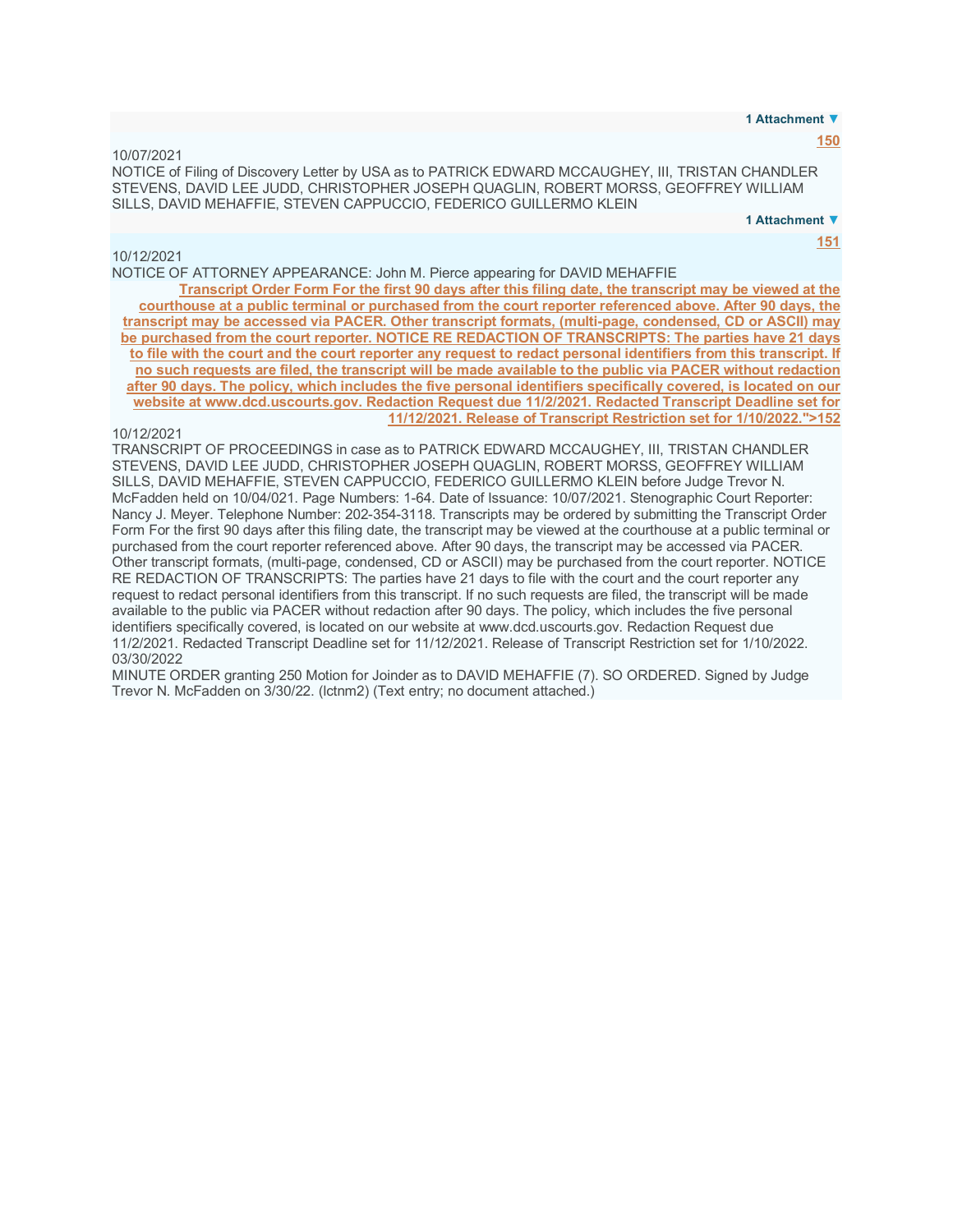**1 Attachment ▼**

**150**

10/07/2021

NOTICE of Filing of Discovery Letter by USA as to PATRICK EDWARD MCCAUGHEY, III, TRISTAN CHANDLER STEVENS, DAVID LEE JUDD, CHRISTOPHER JOSEPH QUAGLIN, ROBERT MORSS, GEOFFREY WILLIAM SILLS, DAVID MEHAFFIE, STEVEN CAPPUCCIO, FEDERICO GUILLERMO KLEIN

**1 Attachment ▼**

**151**

10/12/2021

NOTICE OF ATTORNEY APPEARANCE: John M. Pierce appearing for DAVID MEHAFFIE

**Transcript Order Form For the first 90 days after this filing date, the transcript may be viewed at the courthouse at a public terminal or purchased from the court reporter referenced above. After 90 days, the transcript may be accessed via PACER. Other transcript formats, (multi-page, condensed, CD or ASCII) may be purchased from the court reporter. NOTICE RE REDACTION OF TRANSCRIPTS: The parties have 21 days to file with the court and the court reporter any request to redact personal identifiers from this transcript. If no such requests are filed, the transcript will be made available to the public via PACER without redaction after 90 days. The policy, which includes the five personal identifiers specifically covered, is located on our website at www.dcd.uscourts.gov. Redaction Request due 11/2/2021. Redacted Transcript Deadline set for 11/12/2021. Release of Transcript Restriction set for 1/10/2022.">152**

10/12/2021

TRANSCRIPT OF PROCEEDINGS in case as to PATRICK EDWARD MCCAUGHEY, III, TRISTAN CHANDLER STEVENS, DAVID LEE JUDD, CHRISTOPHER JOSEPH QUAGLIN, ROBERT MORSS, GEOFFREY WILLIAM SILLS, DAVID MEHAFFIE, STEVEN CAPPUCCIO, FEDERICO GUILLERMO KLEIN before Judge Trevor N. McFadden held on 10/04/021. Page Numbers: 1-64. Date of Issuance: 10/07/2021. Stenographic Court Reporter: Nancy J. Meyer. Telephone Number: 202-354-3118. Transcripts may be ordered by submitting the Transcript Order Form For the first 90 days after this filing date, the transcript may be viewed at the courthouse at a public terminal or purchased from the court reporter referenced above. After 90 days, the transcript may be accessed via PACER. Other transcript formats, (multi-page, condensed, CD or ASCII) may be purchased from the court reporter. NOTICE RE REDACTION OF TRANSCRIPTS: The parties have 21 days to file with the court and the court reporter any request to redact personal identifiers from this transcript. If no such requests are filed, the transcript will be made available to the public via PACER without redaction after 90 days. The policy, which includes the five personal identifiers specifically covered, is located on our website at www.dcd.uscourts.gov. Redaction Request due 11/2/2021. Redacted Transcript Deadline set for 11/12/2021. Release of Transcript Restriction set for 1/10/2022.

03/30/2022

MINUTE ORDER granting 250 Motion for Joinder as to DAVID MEHAFFIE (7). SO ORDERED. Signed by Judge Trevor N. McFadden on 3/30/22. (lctnm2) (Text entry; no document attached.)